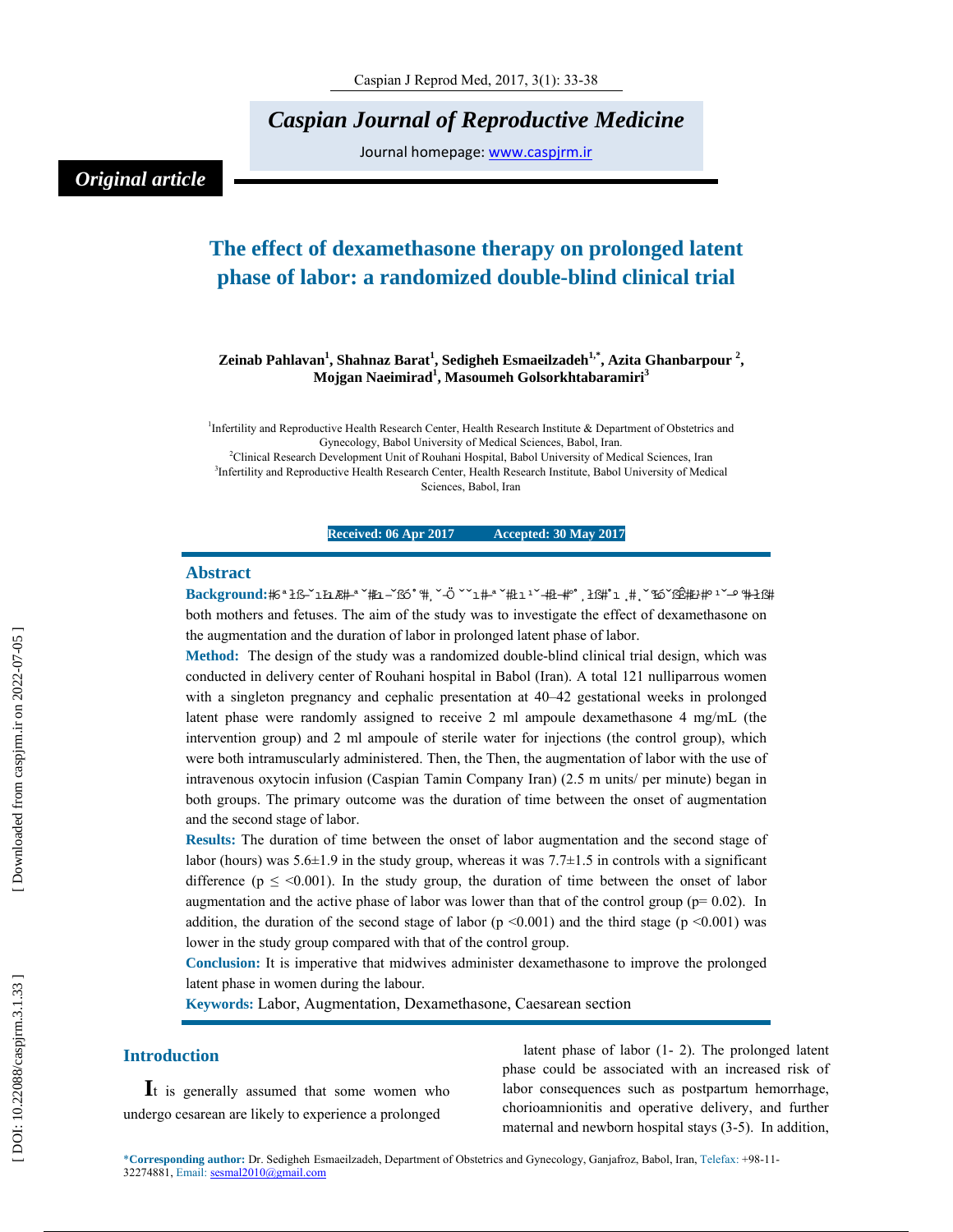# Caspian Journal of Reproductive Medicine

Journal homepage: www.caspjrm.ir

*Original article*

## The effect of dexamethasone therapy on prolonged latent phase of labor: a randomized double-blind clinical trial

**Zeinab Pahlavan[1], Shahnaz Barat[1], Sedigheh Esmaeilzadeh[1,*], Azita Ghanbarpour [2], Mojgan Naeimirad[1], Masoumeh Golsorkhtabaramiri[3]**

[1]Infertility and Reproductive Health Research Center, Health Research Institute & Department of Obstetrics and Gynecology, Babol University of Medical Sciences, Babol, Iran.
[2]Clinical Research Development Unit of Rouhani Hospital, Babol University of Medical Sciences, Iran
[3]Infertility and Reproductive Health Research Center, Health Research Institute, Babol University of Medical Sciences, Babol, Iran

**Received: 06 Apr 2017 Accepted: 30 May 2017**

## Abstract

**Background:** both mothers and fetuses. The aim of the study was to investigate the effect of dexamethasone on the augmentation and the duration of labor in prolonged latent phase of labor.

**Method:** The design of the study was a randomized double-blind clinical trial design, which was conducted in delivery center of Rouhani hospital in Babol (Iran). A total 121 nulliparrous women with a singleton pregnancy and cephalic presentation at 40–42 gestational weeks in prolonged latent phase were randomly assigned to receive 2 ml ampoule dexamethasone 4 mg/mL (the intervention group) and 2 ml ampoule of sterile water for injections (the control group), which were both intramuscularly administered. Then, the Then, the augmentation of labor with the use of intravenous oxytocin infusion (Caspian Tamin Company Iran) (2.5 m units/ per minute) began in both groups. The primary outcome was the duration of time between the onset of augmentation and the second stage of labor.

**Results:** The duration of time between the onset of labor augmentation and the second stage of labor (hours) was 5.6±1.9 in the study group, whereas it was 7.7±1.5 in controls with a significant difference ($p \leq <0.001$). In the study group, the duration of time between the onset of labor augmentation and the active phase of labor was lower than that of the control group ($p = 0.02$). In addition, the duration of the second stage of labor ($p < 0.001$) and the third stage ($p < 0.001$) was lower in the study group compared with that of the control group.

**Conclusion:** It is imperative that midwives administer dexamethasone to improve the prolonged latent phase in women during the labour.

**Keywords:** Labor, Augmentation, Dexamethasone, Caesarean section

## Introduction

It is generally assumed that some women who undergo cesarean are likely to experience a prolonged latent phase of labor (1- 2). The prolonged latent phase could be associated with an increased risk of labor consequences such as postpartum hemorrhage, chorioamnionitis and operative delivery, and further maternal and newborn hospital stays (3-5). In addition,

*Corresponding author: Dr. Sedigheh Esmaeilzadeh, Department of Obstetrics and Gynecology, Ganjafroz, Babol, Iran, Telefax: +98-11-32274881, Email: sesmal2010@gmail.com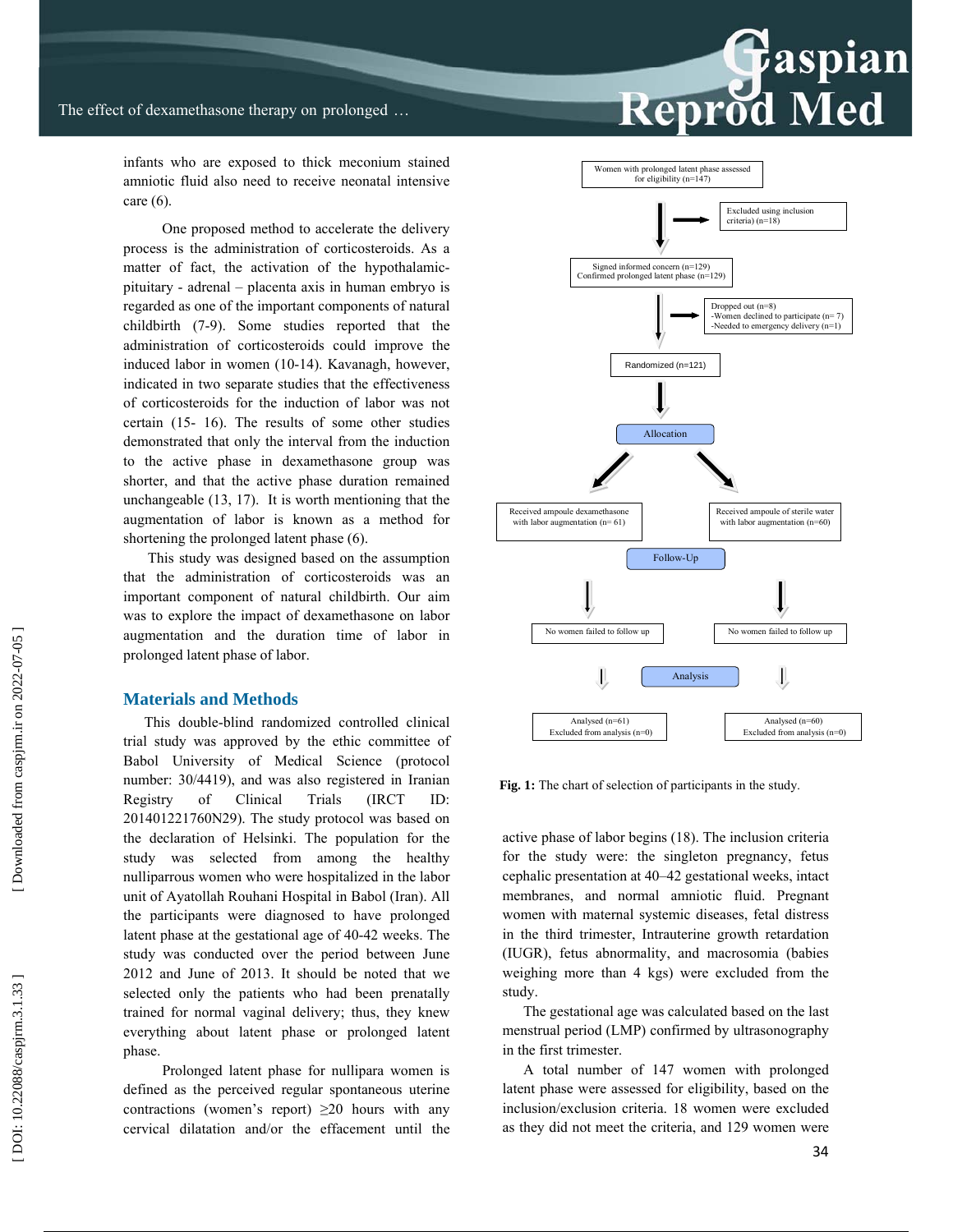infants who are exposed to thick meconium stained amniotic fluid also need to receive neonatal intensive care (6).

One proposed method to accelerate the delivery process is the administration of corticosteroids. As a matter of fact, the activation of the hypothalamic-pituitary - adrenal – placenta axis in human embryo is regarded as one of the important components of natural childbirth (7-9). Some studies reported that the administration of corticosteroids could improve the induced labor in women (10-14). Kavanagh, however, indicated in two separate studies that the effectiveness of corticosteroids for the induction of labor was not certain (15- 16). The results of some other studies demonstrated that only the interval from the induction to the active phase in dexamethasone group was shorter, and that the active phase duration remained unchangeable (13, 17). It is worth mentioning that the augmentation of labor is known as a method for shortening the prolonged latent phase (6).

This study was designed based on the assumption that the administration of corticosteroids was an important component of natural childbirth. Our aim was to explore the impact of dexamethasone on labor augmentation and the duration time of labor in prolonged latent phase of labor.

## Materials and Methods

This double-blind randomized controlled clinical trial study was approved by the ethic committee of Babol University of Medical Science (protocol number: 30/4419), and was also registered in Iranian Registry of Clinical Trials (IRCT ID: 201401221760N29). The study protocol was based on the declaration of Helsinki. The population for the study was selected from among the healthy nulliparrous women who were hospitalized in the labor unit of Ayatollah Rouhani Hospital in Babol (Iran). All the participants were diagnosed to have prolonged latent phase at the gestational age of 40-42 weeks. The study was conducted over the period between June 2012 and June of 2013. It should be noted that we selected only the patients who had been prenatally trained for normal vaginal delivery; thus, they knew everything about latent phase or prolonged latent phase.

Prolonged latent phase for nullipara women is defined as the perceived regular spontaneous uterine contractions (women's report) ≥20 hours with any cervical dilatation and/or the effacement until the active phase of labor begins (18). The inclusion criteria for the study were: the singleton pregnancy, fetus cephalic presentation at 40–42 gestational weeks, intact membranes, and normal amniotic fluid. Pregnant women with maternal systemic diseases, fetal distress in the third trimester, Intrauterine growth retardation (IUGR), fetus abnormality, and macrosomia (babies weighing more than 4 kgs) were excluded from the study.

The gestational age was calculated based on the last menstrual period (LMP) confirmed by ultrasonography in the first trimester.

A total number of 147 women with prolonged latent phase were assessed for eligibility, based on the inclusion/exclusion criteria. 18 women were excluded as they did not meet the criteria, and 129 women were

Women with prolonged latent phase assessed for eligibility (n=147)

Excluded using inclusion criteria) (n=18)

Signed informed concern (n=129)
Confirmed prolonged latent phase (n=129)

Dropped out (n=8)
-Women declined to participate (n= 7)
-Needed to emergency delivery (n=1)

Randomized (n=121)

Allocation

Received ampoule dexamethasone with labor augmentation (n= 61)

Received ampoule of sterile water with labor augmentation (n=60)

Follow-Up

No women failed to follow up

No women failed to follow up

Analysis

Analysed (n=61)
Excluded from analysis (n=0)

Analysed (n=60)
Excluded from analysis (n=0)

**Fig. 1:** The chart of selection of participants in the study.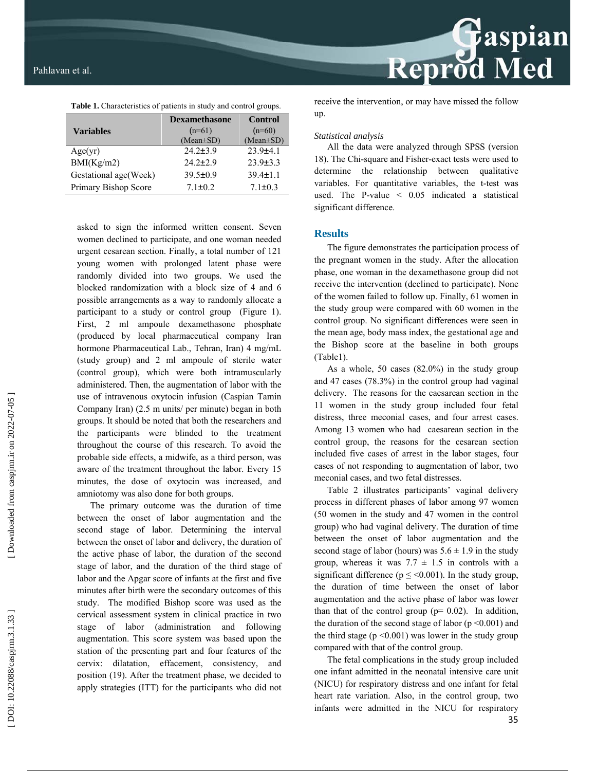**Table 1.** Characteristics of patients in study and control groups.

| Variables | Dexamethasone (n=61) (Mean±SD) | Control (n=60) (Mean±SD) |
|---|---|---|
| Age(yr) | 24.2±3.9 | 23.9±4.1 |
| BMI(Kg/m2) | 24.2±2.9 | 23.9±3.3 |
| Gestational age(Week) | 39.5±0.9 | 39.4±1.1 |
| Primary Bishop Score | 7.1±0.2 | 7.1±0.3 |

asked to sign the informed written consent. Seven women declined to participate, and one woman needed urgent cesarean section. Finally, a total number of 121 young women with prolonged latent phase were randomly divided into two groups. We used the blocked randomization with a block size of 4 and 6 possible arrangements as a way to randomly allocate a participant to a study or control group (Figure 1). First, 2 ml ampoule dexamethasone phosphate (produced by local pharmaceutical company Iran hormone Pharmaceutical Lab., Tehran, Iran) 4 mg/mL (study group) and 2 ml ampoule of sterile water (control group), which were both intramuscularly administered. Then, the augmentation of labor with the use of intravenous oxytocin infusion (Caspian Tamin Company Iran) (2.5 m units/ per minute) began in both groups. It should be noted that both the researchers and the participants were blinded to the treatment throughout the course of this research. To avoid the probable side effects, a midwife, as a third person, was aware of the treatment throughout the labor. Every 15 minutes, the dose of oxytocin was increased, and amniotomy was also done for both groups.

The primary outcome was the duration of time between the onset of labor augmentation and the second stage of labor. Determining the interval between the onset of labor and delivery, the duration of the active phase of labor, the duration of the second stage of labor, and the duration of the third stage of labor and the Apgar score of infants at the first and five minutes after birth were the secondary outcomes of this study. The modified Bishop score was used as the cervical assessment system in clinical practice in two stage of labor (administration and following augmentation. This score system was based upon the station of the presenting part and four features of the cervix: dilatation, effacement, consistency, and position (19). After the treatment phase, we decided to apply strategies (ITT) for the participants who did not receive the intervention, or may have missed the follow up.

*Statistical analysis*

All the data were analyzed through SPSS (version 18). The Chi-square and Fisher-exact tests were used to determine the relationship between qualitative variables. For quantitative variables, the t-test was used. The P-value < 0.05 indicated a statistical significant difference.

## Results

The figure demonstrates the participation process of the pregnant women in the study. After the allocation phase, one woman in the dexamethasone group did not receive the intervention (declined to participate). None of the women failed to follow up. Finally, 61 women in the study group were compared with 60 women in the control group. No significant differences were seen in the mean age, body mass index, the gestational age and the Bishop score at the baseline in both groups (Table1).

As a whole, 50 cases (82.0%) in the study group and 47 cases (78.3%) in the control group had vaginal delivery. The reasons for the caesarean section in the 11 women in the study group included four fetal distress, three meconial cases, and four arrest cases. Among 13 women who had caesarean section in the control group, the reasons for the cesarean section included five cases of arrest in the labor stages, four cases of not responding to augmentation of labor, two meconial cases, and two fetal distresses.

Table 2 illustrates participants' vaginal delivery process in different phases of labor among 97 women (50 women in the study and 47 women in the control group) who had vaginal delivery. The duration of time between the onset of labor augmentation and the second stage of labor (hours) was 5.6 ± 1.9 in the study group, whereas it was 7.7 ± 1.5 in controls with a significant difference ($p \leq <0.001$). In the study group, the duration of time between the onset of labor augmentation and the active phase of labor was lower than that of the control group ($p= 0.02$). In addition, the duration of the second stage of labor ($p <0.001$) and the third stage ($p <0.001$) was lower in the study group compared with that of the control group.

The fetal complications in the study group included one infant admitted in the neonatal intensive care unit (NICU) for respiratory distress and one infant for fetal heart rate variation. Also, in the control group, two infants were admitted in the NICU for respiratory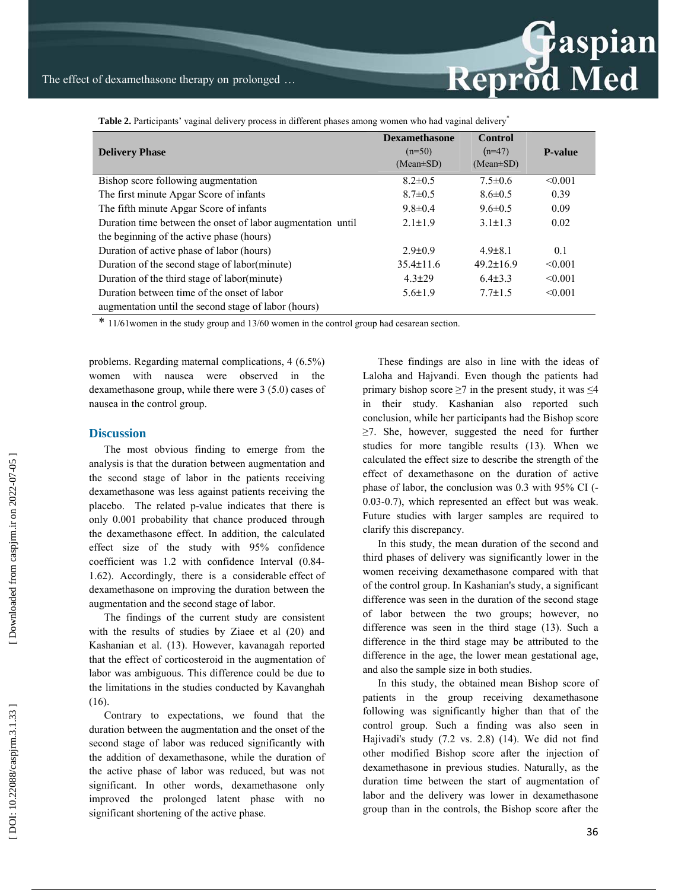**Table 2.** Participants' vaginal delivery process in different phases among women who had vaginal delivery*

| Delivery Phase | Dexamethasone (n=50) (Mean±SD) | Control (n=47) (Mean±SD) | P-value |
|---|---|---|---|
| Bishop score following augmentation | 8.2±0.5 | 7.5±0.6 | <0.001 |
| The first minute Apgar Score of infants | 8.7±0.5 | 8.6±0.5 | 0.39 |
| The fifth minute Apgar Score of infants | 9.8±0.4 | 9.6±0.5 | 0.09 |
| Duration time between the onset of labor augmentation until the beginning of the active phase (hours) | 2.1±1.9 | 3.1±1.3 | 0.02 |
| Duration of active phase of labor (hours) | 2.9±0.9 | 4.9±8.1 | 0.1 |
| Duration of the second stage of labor(minute) | 35.4±11.6 | 49.2±16.9 | <0.001 |
| Duration of the third stage of labor(minute) | 4.3±29 | 6.4±3.3 | <0.001 |
| Duration between time of the onset of labor augmentation until the second stage of labor (hours) | 5.6±1.9 | 7.7±1.5 | <0.001 |

* 11/61women in the study group and 13/60 women in the control group had cesarean section.

problems. Regarding maternal complications, 4 (6.5%) women with nausea were observed in the dexamethasone group, while there were 3 (5.0) cases of nausea in the control group.

## Discussion

The most obvious finding to emerge from the analysis is that the duration between augmentation and the second stage of labor in the patients receiving dexamethasone was less against patients receiving the placebo. The related p-value indicates that there is only 0.001 probability that chance produced through the dexamethasone effect. In addition, the calculated effect size of the study with 95% confidence coefficient was 1.2 with confidence Interval (0.84-1.62). Accordingly, there is a considerable effect of dexamethasone on improving the duration between the augmentation and the second stage of labor.

The findings of the current study are consistent with the results of studies by Ziaee et al (20) and Kashanian et al. (13). However, kavanagah reported that the effect of corticosteroid in the augmentation of labor was ambiguous. This difference could be due to the limitations in the studies conducted by Kavanghah (16).

Contrary to expectations, we found that the duration between the augmentation and the onset of the second stage of labor was reduced significantly with the addition of dexamethasone, while the duration of the active phase of labor was reduced, but was not significant. In other words, dexamethasone only improved the prolonged latent phase with no significant shortening of the active phase.

These findings are also in line with the ideas of Laloha and Hajvandi. Even though the patients had primary bishop score ≥7 in the present study, it was ≤4 in their study. Kashanian also reported such conclusion, while her participants had the Bishop score ≥7. She, however, suggested the need for further studies for more tangible results (13). When we calculated the effect size to describe the strength of the effect of dexamethasone on the duration of active phase of labor, the conclusion was 0.3 with 95% CI (-0.03-0.7), which represented an effect but was weak. Future studies with larger samples are required to clarify this discrepancy.

In this study, the mean duration of the second and third phases of delivery was significantly lower in the women receiving dexamethasone compared with that of the control group. In Kashanian's study, a significant difference was seen in the duration of the second stage of labor between the two groups; however, no difference was seen in the third stage (13). Such a difference in the third stage may be attributed to the difference in the age, the lower mean gestational age, and also the sample size in both studies.

In this study, the obtained mean Bishop score of patients in the group receiving dexamethasone following was significantly higher than that of the control group. Such a finding was also seen in Hajivadi's study (7.2 vs. 2.8) (14). We did not find other modified Bishop score after the injection of dexamethasone in previous studies. Naturally, as the duration time between the start of augmentation of labor and the delivery was lower in dexamethasone group than in the controls, the Bishop score after the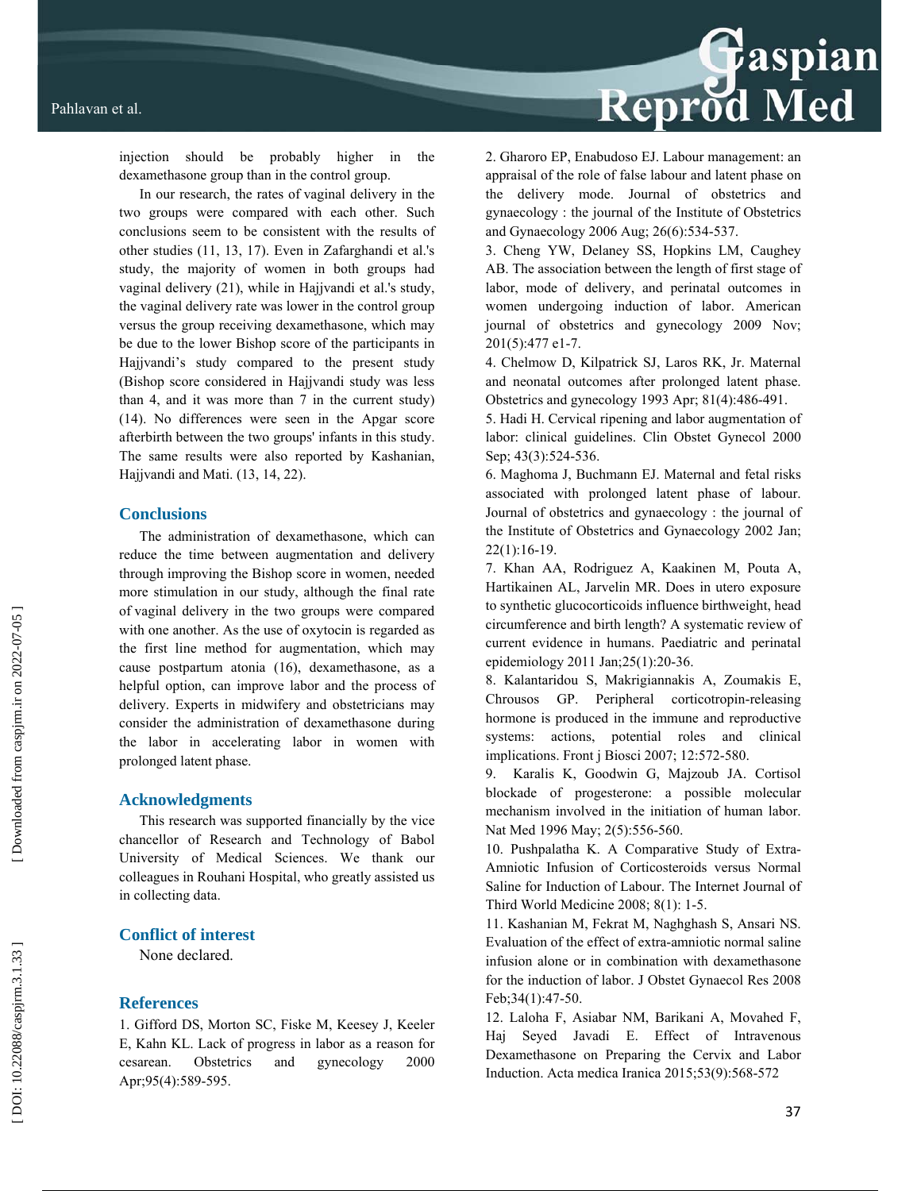injection should be probably higher in the dexamethasone group than in the control group.

In our research, the rates of vaginal delivery in the two groups were compared with each other. Such conclusions seem to be consistent with the results of other studies (11, 13, 17). Even in Zafarghandi et al.'s study, the majority of women in both groups had vaginal delivery (21), while in Hajjvandi et al.'s study, the vaginal delivery rate was lower in the control group versus the group receiving dexamethasone, which may be due to the lower Bishop score of the participants in Hajjvandi's study compared to the present study (Bishop score considered in Hajjvandi study was less than 4, and it was more than 7 in the current study) (14). No differences were seen in the Apgar score afterbirth between the two groups' infants in this study. The same results were also reported by Kashanian, Hajjvandi and Mati. (13, 14, 22).

## Conclusions

The administration of dexamethasone, which can reduce the time between augmentation and delivery through improving the Bishop score in women, needed more stimulation in our study, although the final rate of vaginal delivery in the two groups were compared with one another. As the use of oxytocin is regarded as the first line method for augmentation, which may cause postpartum atonia (16), dexamethasone, as a helpful option, can improve labor and the process of delivery. Experts in midwifery and obstetricians may consider the administration of dexamethasone during the labor in accelerating labor in women with prolonged latent phase.

## Acknowledgments

This research was supported financially by the vice chancellor of Research and Technology of Babol University of Medical Sciences. We thank our colleagues in Rouhani Hospital, who greatly assisted us in collecting data.

## Conflict of interest

None declared.

## References

1. Gifford DS, Morton SC, Fiske M, Keesey J, Keeler E, Kahn KL. Lack of progress in labor as a reason for cesarean. Obstetrics and gynecology 2000 Apr;95(4):589-595.
2. Gharoro EP, Enabudoso EJ. Labour management: an appraisal of the role of false labour and latent phase on the delivery mode. Journal of obstetrics and gynaecology : the journal of the Institute of Obstetrics and Gynaecology 2006 Aug; 26(6):534-537.
3. Cheng YW, Delaney SS, Hopkins LM, Caughey AB. The association between the length of first stage of labor, mode of delivery, and perinatal outcomes in women undergoing induction of labor. American journal of obstetrics and gynecology 2009 Nov; 201(5):477 e1-7.
4. Chelmow D, Kilpatrick SJ, Laros RK, Jr. Maternal and neonatal outcomes after prolonged latent phase. Obstetrics and gynecology 1993 Apr; 81(4):486-491.
5. Hadi H. Cervical ripening and labor augmentation of labor: clinical guidelines. Clin Obstet Gynecol 2000 Sep; 43(3):524-536.
6. Maghoma J, Buchmann EJ. Maternal and fetal risks associated with prolonged latent phase of labour. Journal of obstetrics and gynaecology : the journal of the Institute of Obstetrics and Gynaecology 2002 Jan; 22(1):16-19.
7. Khan AA, Rodriguez A, Kaakinen M, Pouta A, Hartikainen AL, Jarvelin MR. Does in utero exposure to synthetic glucocorticoids influence birthweight, head circumference and birth length? A systematic review of current evidence in humans. Paediatric and perinatal epidemiology 2011 Jan;25(1):20-36.
8. Kalantaridou S, Makrigiannakis A, Zoumakis E, Chrousos GP. Peripheral corticotropin-releasing hormone is produced in the immune and reproductive systems: actions, potential roles and clinical implications. Front j Biosci 2007; 12:572-580.
9. Karalis K, Goodwin G, Majzoub JA. Cortisol blockade of progesterone: a possible molecular mechanism involved in the initiation of human labor. Nat Med 1996 May; 2(5):556-560.
10. Pushpalatha K. A Comparative Study of Extra-Amniotic Infusion of Corticosteroids versus Normal Saline for Induction of Labour. The Internet Journal of Third World Medicine 2008; 8(1): 1-5.
11. Kashanian M, Fekrat M, Naghghash S, Ansari NS. Evaluation of the effect of extra-amniotic normal saline infusion alone or in combination with dexamethasone for the induction of labor. J Obstet Gynaecol Res 2008 Feb;34(1):47-50.
12. Laloha F, Asiabar NM, Barikani A, Movahed F, Haj Seyed Javadi E. Effect of Intravenous Dexamethasone on Preparing the Cervix and Labor Induction. Acta medica Iranica 2015;53(9):568-572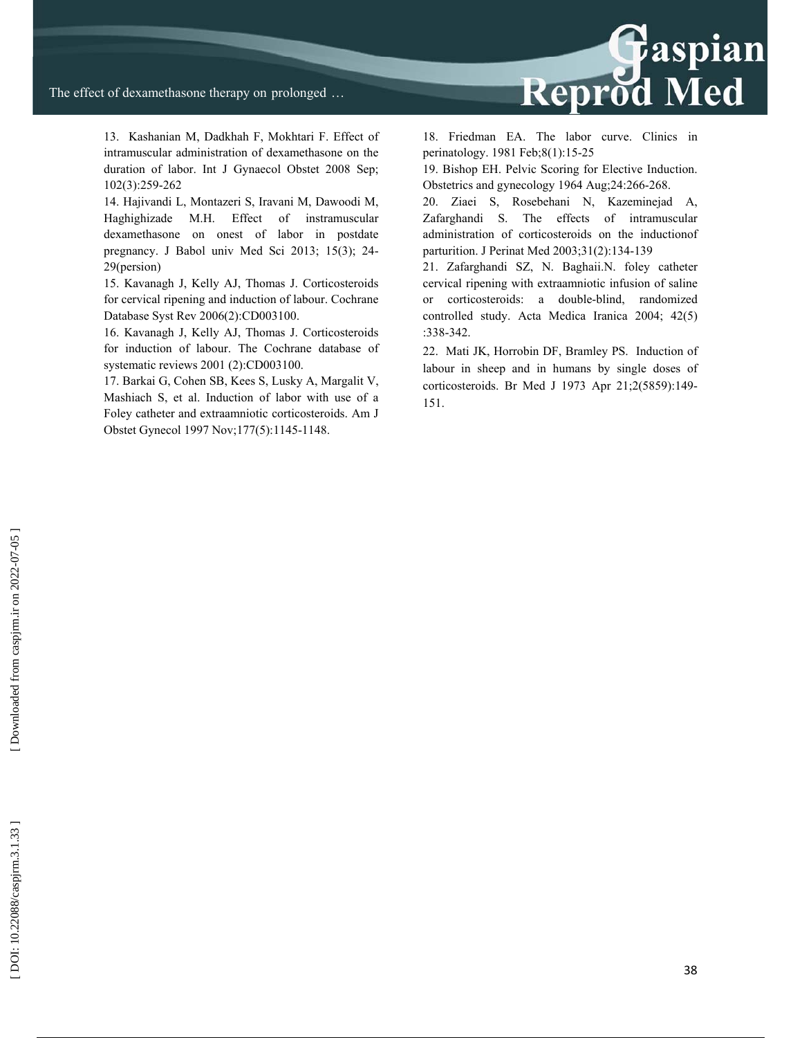13. Kashanian M, Dadkhah F, Mokhtari F. Effect of intramuscular administration of dexamethasone on the duration of labor. Int J Gynaecol Obstet 2008 Sep; 102(3):259-262

14. Hajivandi L, Montazeri S, Iravani M, Dawoodi M, Haghighizade M.H. Effect of instramuscular dexamethasone on onest of labor in postdate pregnancy. J Babol univ Med Sci 2013; 15(3); 24-29(persion)

15. Kavanagh J, Kelly AJ, Thomas J. Corticosteroids for cervical ripening and induction of labour. Cochrane Database Syst Rev 2006(2):CD003100.

16. Kavanagh J, Kelly AJ, Thomas J. Corticosteroids for induction of labour. The Cochrane database of systematic reviews 2001 (2):CD003100.

17. Barkai G, Cohen SB, Kees S, Lusky A, Margalit V, Mashiach S, et al. Induction of labor with use of a Foley catheter and extraamniotic corticosteroids. Am J Obstet Gynecol 1997 Nov;177(5):1145-1148.

18. Friedman EA. The labor curve. Clinics in perinatology. 1981 Feb;8(1):15-25

19. Bishop EH. Pelvic Scoring for Elective Induction. Obstetrics and gynecology 1964 Aug;24:266-268.

20. Ziaei S, Rosebehani N, Kazeminejad A, Zafarghandi S. The effects of intramuscular administration of corticosteroids on the inductionof parturition. J Perinat Med 2003;31(2):134-139

21. Zafarghandi SZ, N. Baghaii.N. foley catheter cervical ripening with extraamniotic infusion of saline or corticosteroids: a double-blind, randomized controlled study. Acta Medica Iranica 2004; 42(5) :338-342.

22. Mati JK, Horrobin DF, Bramley PS. Induction of labour in sheep and in humans by single doses of corticosteroids. Br Med J 1973 Apr 21;2(5859):149-151.